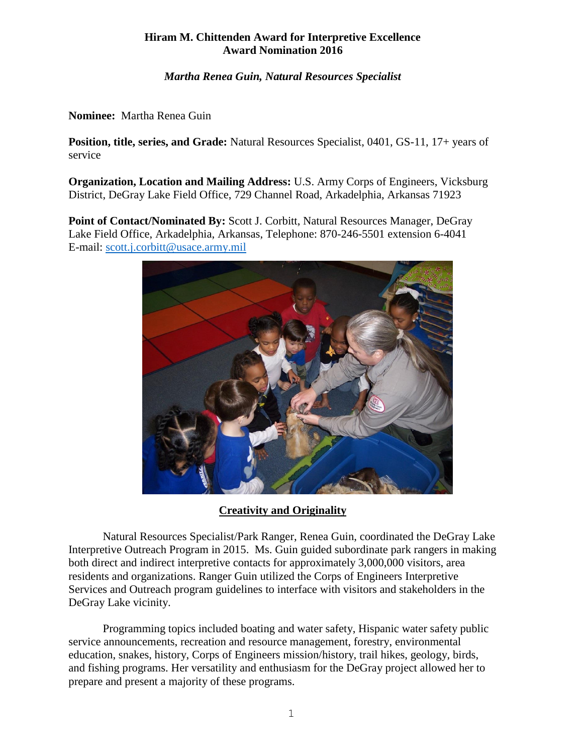**Hiram M. Chittenden Award for Interpretive Excellence**
**Award Nomination 2016**

***Martha Renea Guin, Natural Resources Specialist***

**Nominee:** Martha Renea Guin

**Position, title, series, and Grade:** Natural Resources Specialist, 0401, GS-11, 17+ years of service

**Organization, Location and Mailing Address:** U.S. Army Corps of Engineers, Vicksburg District, DeGray Lake Field Office, 729 Channel Road, Arkadelphia, Arkansas 71923

**Point of Contact/Nominated By:** Scott J. Corbitt, Natural Resources Manager, DeGray Lake Field Office, Arkadelphia, Arkansas, Telephone: 870-246-5501 extension 6-4041
E-mail: scott.j.corbitt@usace.army.mil

## Creativity and Originality

Natural Resources Specialist/Park Ranger, Renea Guin, coordinated the DeGray Lake Interpretive Outreach Program in 2015. Ms. Guin guided subordinate park rangers in making both direct and indirect interpretive contacts for approximately 3,000,000 visitors, area residents and organizations. Ranger Guin utilized the Corps of Engineers Interpretive Services and Outreach program guidelines to interface with visitors and stakeholders in the DeGray Lake vicinity.

Programming topics included boating and water safety, Hispanic water safety public service announcements, recreation and resource management, forestry, environmental education, snakes, history, Corps of Engineers mission/history, trail hikes, geology, birds, and fishing programs. Her versatility and enthusiasm for the DeGray project allowed her to prepare and present a majority of these programs.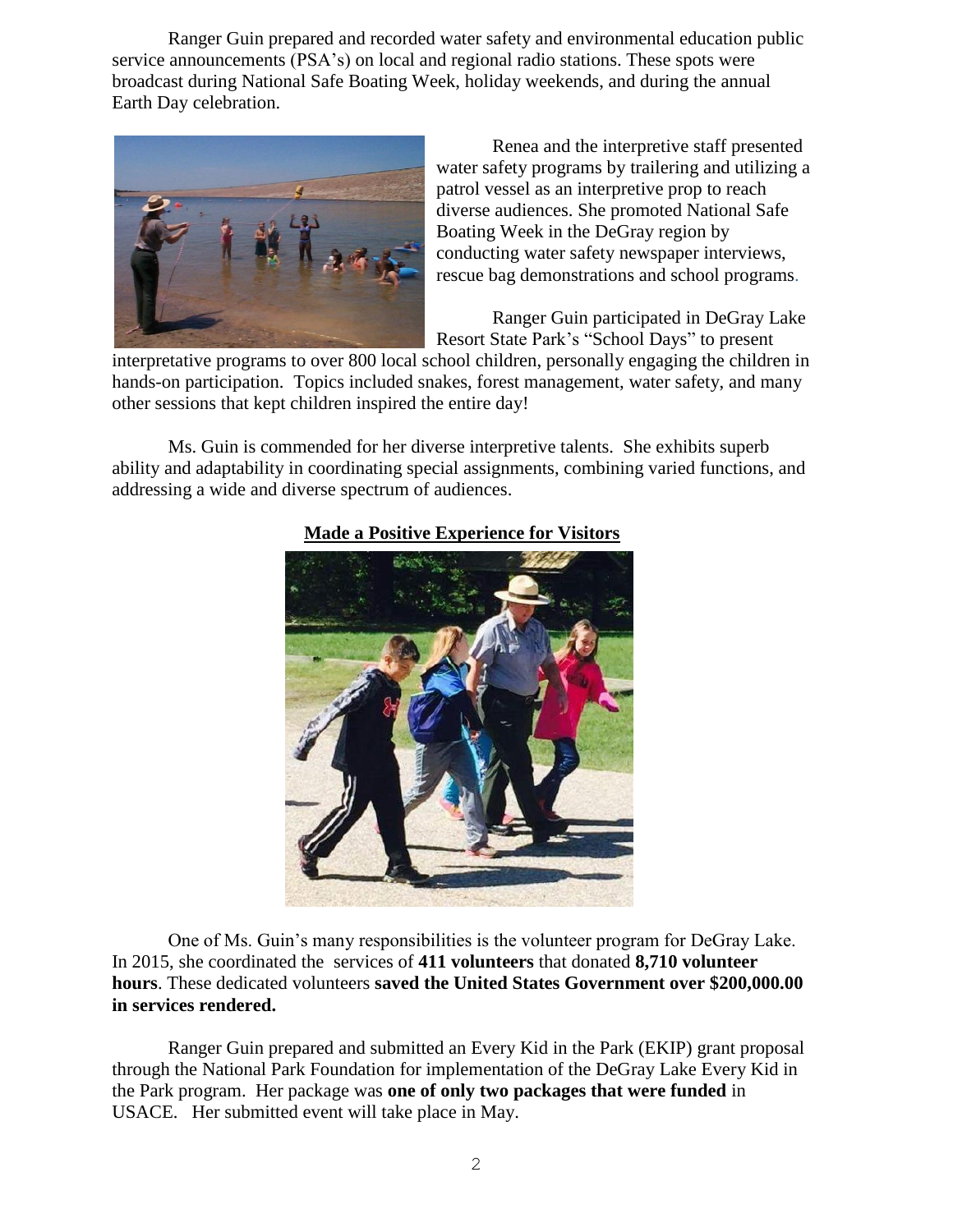Ranger Guin prepared and recorded water safety and environmental education public service announcements (PSA's) on local and regional radio stations. These spots were broadcast during National Safe Boating Week, holiday weekends, and during the annual Earth Day celebration.

Renea and the interpretive staff presented water safety programs by trailering and utilizing a patrol vessel as an interpretive prop to reach diverse audiences. She promoted National Safe Boating Week in the DeGray region by conducting water safety newspaper interviews, rescue bag demonstrations and school programs.

Ranger Guin participated in DeGray Lake Resort State Park's "School Days" to present interpretative programs to over 800 local school children, personally engaging the children in hands-on participation. Topics included snakes, forest management, water safety, and many other sessions that kept children inspired the entire day!

Ms. Guin is commended for her diverse interpretive talents. She exhibits superb ability and adaptability in coordinating special assignments, combining varied functions, and addressing a wide and diverse spectrum of audiences.

## Made a Positive Experience for Visitors

One of Ms. Guin's many responsibilities is the volunteer program for DeGray Lake. In 2015, she coordinated the services of **411 volunteers** that donated **8,710 volunteer hours**. These dedicated volunteers **saved the United States Government over $200,000.00 in services rendered.**

Ranger Guin prepared and submitted an Every Kid in the Park (EKIP) grant proposal through the National Park Foundation for implementation of the DeGray Lake Every Kid in the Park program. Her package was **one of only two packages that were funded** in USACE. Her submitted event will take place in May.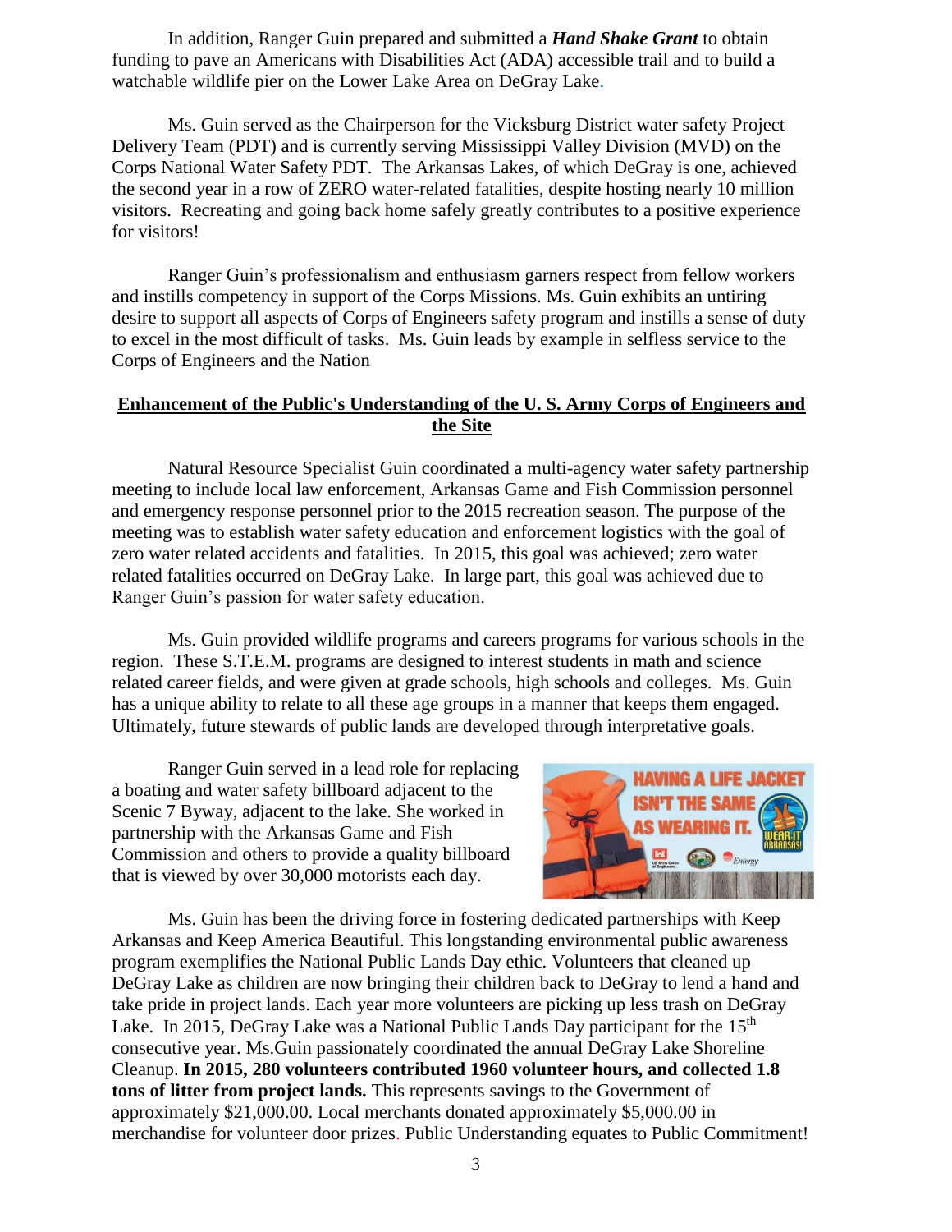In addition, Ranger Guin prepared and submitted a ***Hand Shake Grant*** to obtain funding to pave an Americans with Disabilities Act (ADA) accessible trail and to build a watchable wildlife pier on the Lower Lake Area on DeGray Lake.

Ms. Guin served as the Chairperson for the Vicksburg District water safety Project Delivery Team (PDT) and is currently serving Mississippi Valley Division (MVD) on the Corps National Water Safety PDT. The Arkansas Lakes, of which DeGray is one, achieved the second year in a row of ZERO water-related fatalities, despite hosting nearly 10 million visitors. Recreating and going back home safely greatly contributes to a positive experience for visitors!

Ranger Guin's professionalism and enthusiasm garners respect from fellow workers and instills competency in support of the Corps Missions. Ms. Guin exhibits an untiring desire to support all aspects of Corps of Engineers safety program and instills a sense of duty to excel in the most difficult of tasks. Ms. Guin leads by example in selfless service to the Corps of Engineers and the Nation

## Enhancement of the Public's Understanding of the U. S. Army Corps of Engineers and the Site

Natural Resource Specialist Guin coordinated a multi-agency water safety partnership meeting to include local law enforcement, Arkansas Game and Fish Commission personnel and emergency response personnel prior to the 2015 recreation season. The purpose of the meeting was to establish water safety education and enforcement logistics with the goal of zero water related accidents and fatalities. In 2015, this goal was achieved; zero water related fatalities occurred on DeGray Lake. In large part, this goal was achieved due to Ranger Guin's passion for water safety education.

Ms. Guin provided wildlife programs and careers programs for various schools in the region. These S.T.E.M. programs are designed to interest students in math and science related career fields, and were given at grade schools, high schools and colleges. Ms. Guin has a unique ability to relate to all these age groups in a manner that keeps them engaged. Ultimately, future stewards of public lands are developed through interpretative goals.

Ranger Guin served in a lead role for replacing a boating and water safety billboard adjacent to the Scenic 7 Byway, adjacent to the lake. She worked in partnership with the Arkansas Game and Fish Commission and others to provide a quality billboard that is viewed by over 30,000 motorists each day.

Ms. Guin has been the driving force in fostering dedicated partnerships with Keep Arkansas and Keep America Beautiful. This longstanding environmental public awareness program exemplifies the National Public Lands Day ethic. Volunteers that cleaned up DeGray Lake as children are now bringing their children back to DeGray to lend a hand and take pride in project lands. Each year more volunteers are picking up less trash on DeGray Lake. In 2015, DeGray Lake was a National Public Lands Day participant for the 15th consecutive year. Ms.Guin passionately coordinated the annual DeGray Lake Shoreline Cleanup. **In 2015, 280 volunteers contributed 1960 volunteer hours, and collected 1.8 tons of litter from project lands.** This represents savings to the Government of approximately $21,000.00. Local merchants donated approximately $5,000.00 in merchandise for volunteer door prizes. Public Understanding equates to Public Commitment!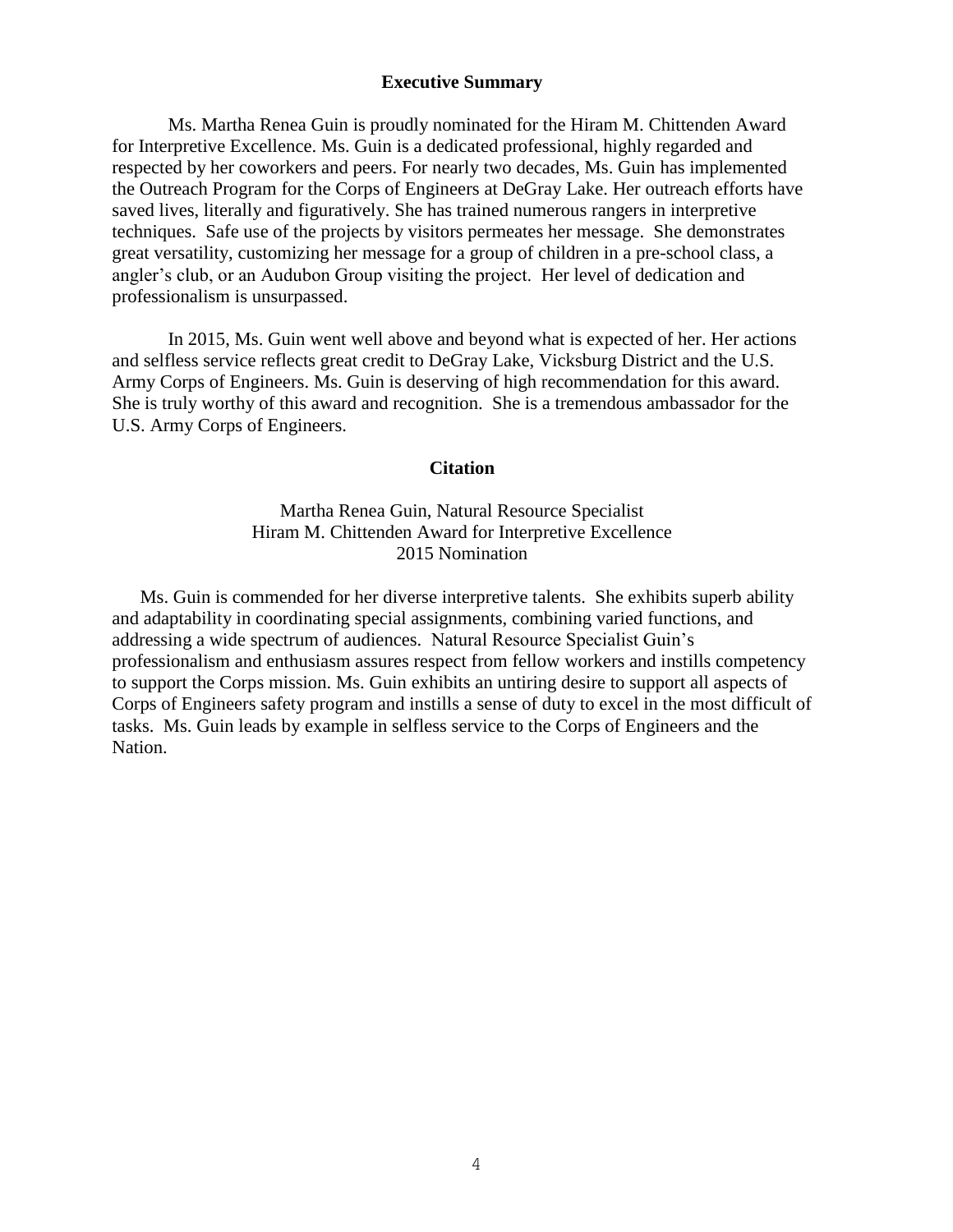## Executive Summary

Ms. Martha Renea Guin is proudly nominated for the Hiram M. Chittenden Award for Interpretive Excellence. Ms. Guin is a dedicated professional, highly regarded and respected by her coworkers and peers. For nearly two decades, Ms. Guin has implemented the Outreach Program for the Corps of Engineers at DeGray Lake. Her outreach efforts have saved lives, literally and figuratively. She has trained numerous rangers in interpretive techniques. Safe use of the projects by visitors permeates her message. She demonstrates great versatility, customizing her message for a group of children in a pre-school class, a angler's club, or an Audubon Group visiting the project. Her level of dedication and professionalism is unsurpassed.

In 2015, Ms. Guin went well above and beyond what is expected of her. Her actions and selfless service reflects great credit to DeGray Lake, Vicksburg District and the U.S. Army Corps of Engineers. Ms. Guin is deserving of high recommendation for this award. She is truly worthy of this award and recognition. She is a tremendous ambassador for the U.S. Army Corps of Engineers.

## Citation

Martha Renea Guin, Natural Resource Specialist
Hiram M. Chittenden Award for Interpretive Excellence
2015 Nomination

Ms. Guin is commended for her diverse interpretive talents. She exhibits superb ability and adaptability in coordinating special assignments, combining varied functions, and addressing a wide spectrum of audiences. Natural Resource Specialist Guin's professionalism and enthusiasm assures respect from fellow workers and instills competency to support the Corps mission. Ms. Guin exhibits an untiring desire to support all aspects of Corps of Engineers safety program and instills a sense of duty to excel in the most difficult of tasks. Ms. Guin leads by example in selfless service to the Corps of Engineers and the Nation.